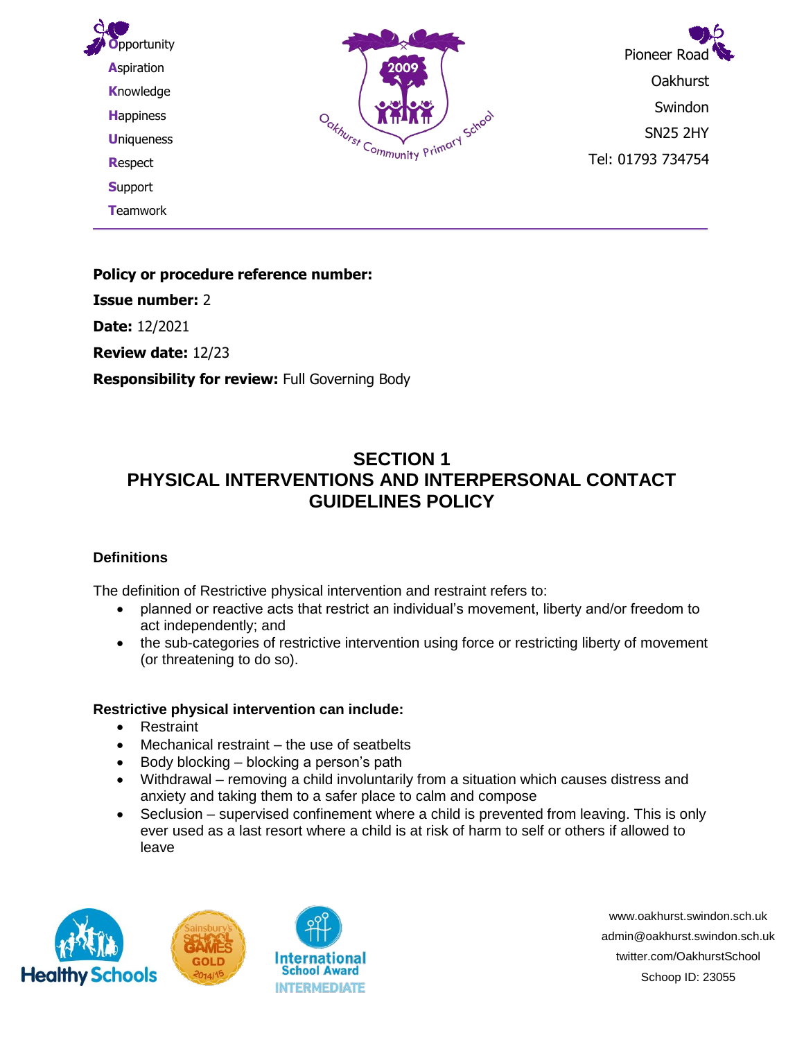Opportunity
Aspiration
Knowledge
Happiness
Uniqueness
Respect
Support
Teamwork

Pioneer Road
Oakhurst
Swindon
SN25 2HY
Tel: 01793 734754

---

**Policy or procedure reference number:**

**Issue number:** 2

**Date:** 12/2021

**Review date:** 12/23

**Responsibility for review:** Full Governing Body

# SECTION 1
# PHYSICAL INTERVENTIONS AND INTERPERSONAL CONTACT GUIDELINES POLICY

### Definitions

The definition of Restrictive physical intervention and restraint refers to:

- planned or reactive acts that restrict an individual's movement, liberty and/or freedom to act independently; and
- the sub-categories of restrictive intervention using force or restricting liberty of movement (or threatening to do so).

**Restrictive physical intervention can include:**

- Restraint
- Mechanical restraint – the use of seatbelts
- Body blocking – blocking a person's path
- Withdrawal – removing a child involuntarily from a situation which causes distress and anxiety and taking them to a safer place to calm and compose
- Seclusion – supervised confinement where a child is prevented from leaving. This is only ever used as a last resort where a child is at risk of harm to self or others if allowed to leave

www.oakhurst.swindon.sch.uk
admin@oakhurst.swindon.sch.uk
twitter.com/OakhurstSchool
Schoop ID: 23055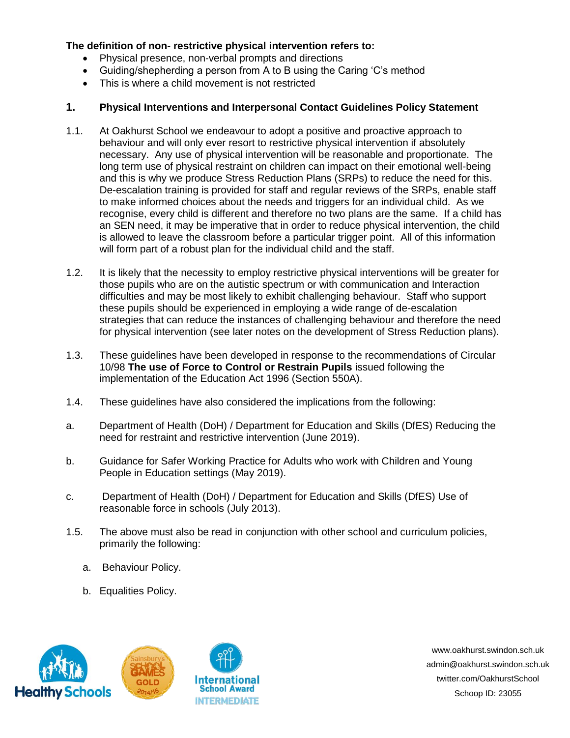**The definition of non- restrictive physical intervention refers to:**

- Physical presence, non-verbal prompts and directions
- Guiding/shepherding a person from A to B using the Caring 'C's method
- This is where a child movement is not restricted

## 1. Physical Interventions and Interpersonal Contact Guidelines Policy Statement

1.1. At Oakhurst School we endeavour to adopt a positive and proactive approach to behaviour and will only ever resort to restrictive physical intervention if absolutely necessary. Any use of physical intervention will be reasonable and proportionate. The long term use of physical restraint on children can impact on their emotional well-being and this is why we produce Stress Reduction Plans (SRPs) to reduce the need for this. De-escalation training is provided for staff and regular reviews of the SRPs, enable staff to make informed choices about the needs and triggers for an individual child. As we recognise, every child is different and therefore no two plans are the same. If a child has an SEN need, it may be imperative that in order to reduce physical intervention, the child is allowed to leave the classroom before a particular trigger point. All of this information will form part of a robust plan for the individual child and the staff.

1.2. It is likely that the necessity to employ restrictive physical interventions will be greater for those pupils who are on the autistic spectrum or with communication and Interaction difficulties and may be most likely to exhibit challenging behaviour. Staff who support these pupils should be experienced in employing a wide range of de-escalation strategies that can reduce the instances of challenging behaviour and therefore the need for physical intervention (see later notes on the development of Stress Reduction plans).

1.3. These guidelines have been developed in response to the recommendations of Circular 10/98 **The use of Force to Control or Restrain Pupils** issued following the implementation of the Education Act 1996 (Section 550A).

1.4. These guidelines have also considered the implications from the following:

a. Department of Health (DoH) / Department for Education and Skills (DfES) Reducing the need for restraint and restrictive intervention (June 2019).

b. Guidance for Safer Working Practice for Adults who work with Children and Young People in Education settings (May 2019).

c. Department of Health (DoH) / Department for Education and Skills (DfES) Use of reasonable force in schools (July 2013).

1.5. The above must also be read in conjunction with other school and curriculum policies, primarily the following:

a. Behaviour Policy.

b. Equalities Policy.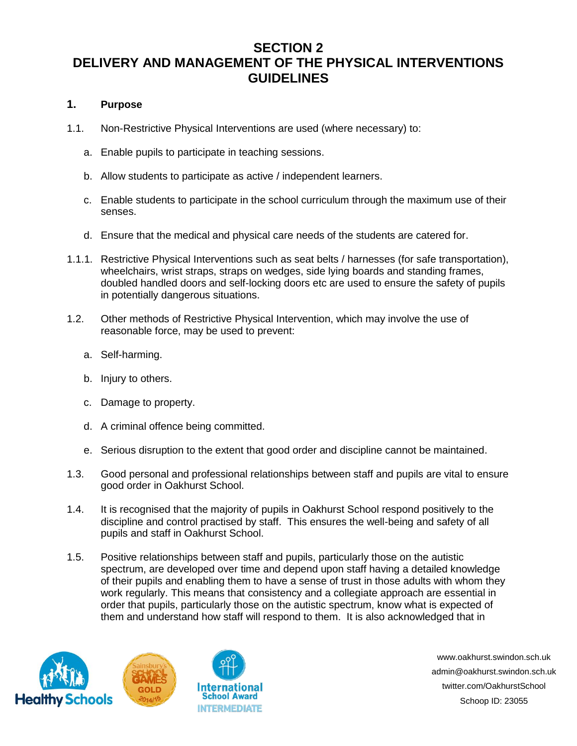# SECTION 2
# DELIVERY AND MANAGEMENT OF THE PHYSICAL INTERVENTIONS GUIDELINES

## 1. Purpose

1.1. Non-Restrictive Physical Interventions are used (where necessary) to:

a. Enable pupils to participate in teaching sessions.

b. Allow students to participate as active / independent learners.

c. Enable students to participate in the school curriculum through the maximum use of their senses.

d. Ensure that the medical and physical care needs of the students are catered for.

1.1.1. Restrictive Physical Interventions such as seat belts / harnesses (for safe transportation), wheelchairs, wrist straps, straps on wedges, side lying boards and standing frames, doubled handled doors and self-locking doors etc are used to ensure the safety of pupils in potentially dangerous situations.

1.2. Other methods of Restrictive Physical Intervention, which may involve the use of reasonable force, may be used to prevent:

a. Self-harming.

b. Injury to others.

c. Damage to property.

d. A criminal offence being committed.

e. Serious disruption to the extent that good order and discipline cannot be maintained.

1.3. Good personal and professional relationships between staff and pupils are vital to ensure good order in Oakhurst School.

1.4. It is recognised that the majority of pupils in Oakhurst School respond positively to the discipline and control practised by staff. This ensures the well-being and safety of all pupils and staff in Oakhurst School.

1.5. Positive relationships between staff and pupils, particularly those on the autistic spectrum, are developed over time and depend upon staff having a detailed knowledge of their pupils and enabling them to have a sense of trust in those adults with whom they work regularly. This means that consistency and a collegiate approach are essential in order that pupils, particularly those on the autistic spectrum, know what is expected of them and understand how staff will respond to them. It is also acknowledged that in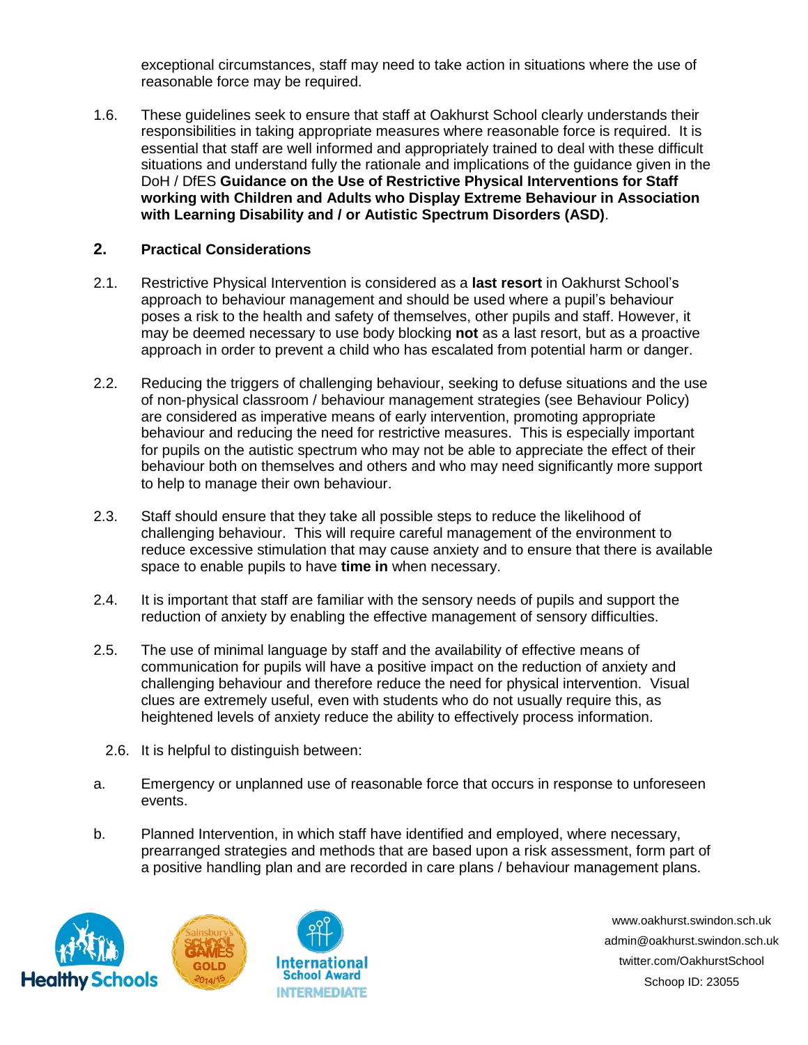exceptional circumstances, staff may need to take action in situations where the use of reasonable force may be required.

1.6. These guidelines seek to ensure that staff at Oakhurst School clearly understands their responsibilities in taking appropriate measures where reasonable force is required. It is essential that staff are well informed and appropriately trained to deal with these difficult situations and understand fully the rationale and implications of the guidance given in the DoH / DfES **Guidance on the Use of Restrictive Physical Interventions for Staff working with Children and Adults who Display Extreme Behaviour in Association with Learning Disability and / or Autistic Spectrum Disorders (ASD)**.

## 2. Practical Considerations

2.1. Restrictive Physical Intervention is considered as a **last resort** in Oakhurst School's approach to behaviour management and should be used where a pupil's behaviour poses a risk to the health and safety of themselves, other pupils and staff. However, it may be deemed necessary to use body blocking **not** as a last resort, but as a proactive approach in order to prevent a child who has escalated from potential harm or danger.

2.2. Reducing the triggers of challenging behaviour, seeking to defuse situations and the use of non-physical classroom / behaviour management strategies (see Behaviour Policy) are considered as imperative means of early intervention, promoting appropriate behaviour and reducing the need for restrictive measures. This is especially important for pupils on the autistic spectrum who may not be able to appreciate the effect of their behaviour both on themselves and others and who may need significantly more support to help to manage their own behaviour.

2.3. Staff should ensure that they take all possible steps to reduce the likelihood of challenging behaviour. This will require careful management of the environment to reduce excessive stimulation that may cause anxiety and to ensure that there is available space to enable pupils to have **time in** when necessary.

2.4. It is important that staff are familiar with the sensory needs of pupils and support the reduction of anxiety by enabling the effective management of sensory difficulties.

2.5. The use of minimal language by staff and the availability of effective means of communication for pupils will have a positive impact on the reduction of anxiety and challenging behaviour and therefore reduce the need for physical intervention. Visual clues are extremely useful, even with students who do not usually require this, as heightened levels of anxiety reduce the ability to effectively process information.

2.6. It is helpful to distinguish between:

a. Emergency or unplanned use of reasonable force that occurs in response to unforeseen events.

b. Planned Intervention, in which staff have identified and employed, where necessary, prearranged strategies and methods that are based upon a risk assessment, form part of a positive handling plan and are recorded in care plans / behaviour management plans.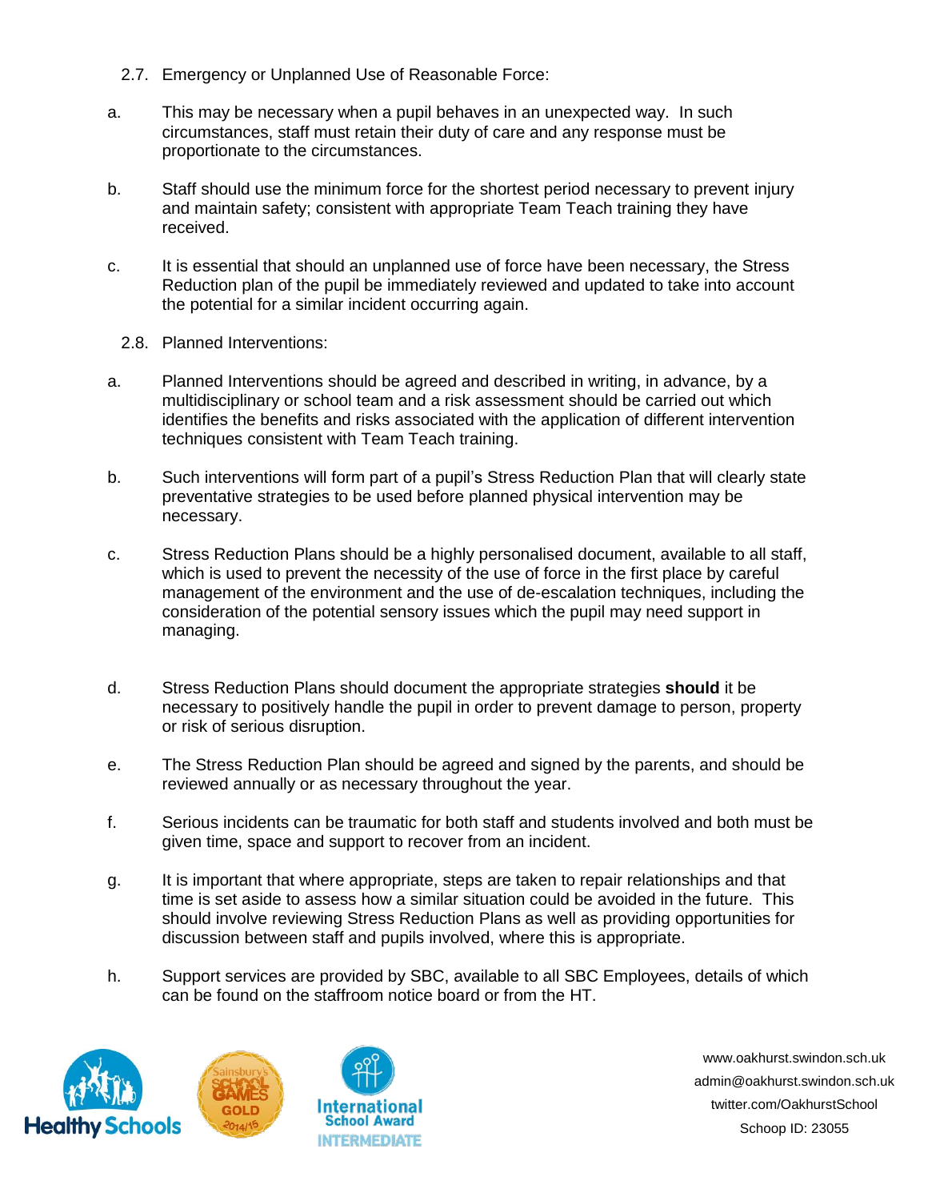### 2.7. Emergency or Unplanned Use of Reasonable Force:

a. This may be necessary when a pupil behaves in an unexpected way. In such circumstances, staff must retain their duty of care and any response must be proportionate to the circumstances.

b. Staff should use the minimum force for the shortest period necessary to prevent injury and maintain safety; consistent with appropriate Team Teach training they have received.

c. It is essential that should an unplanned use of force have been necessary, the Stress Reduction plan of the pupil be immediately reviewed and updated to take into account the potential for a similar incident occurring again.

### 2.8. Planned Interventions:

a. Planned Interventions should be agreed and described in writing, in advance, by a multidisciplinary or school team and a risk assessment should be carried out which identifies the benefits and risks associated with the application of different intervention techniques consistent with Team Teach training.

b. Such interventions will form part of a pupil's Stress Reduction Plan that will clearly state preventative strategies to be used before planned physical intervention may be necessary.

c. Stress Reduction Plans should be a highly personalised document, available to all staff, which is used to prevent the necessity of the use of force in the first place by careful management of the environment and the use of de-escalation techniques, including the consideration of the potential sensory issues which the pupil may need support in managing.

d. Stress Reduction Plans should document the appropriate strategies **should** it be necessary to positively handle the pupil in order to prevent damage to person, property or risk of serious disruption.

e. The Stress Reduction Plan should be agreed and signed by the parents, and should be reviewed annually or as necessary throughout the year.

f. Serious incidents can be traumatic for both staff and students involved and both must be given time, space and support to recover from an incident.

g. It is important that where appropriate, steps are taken to repair relationships and that time is set aside to assess how a similar situation could be avoided in the future. This should involve reviewing Stress Reduction Plans as well as providing opportunities for discussion between staff and pupils involved, where this is appropriate.

h. Support services are provided by SBC, available to all SBC Employees, details of which can be found on the staffroom notice board or from the HT.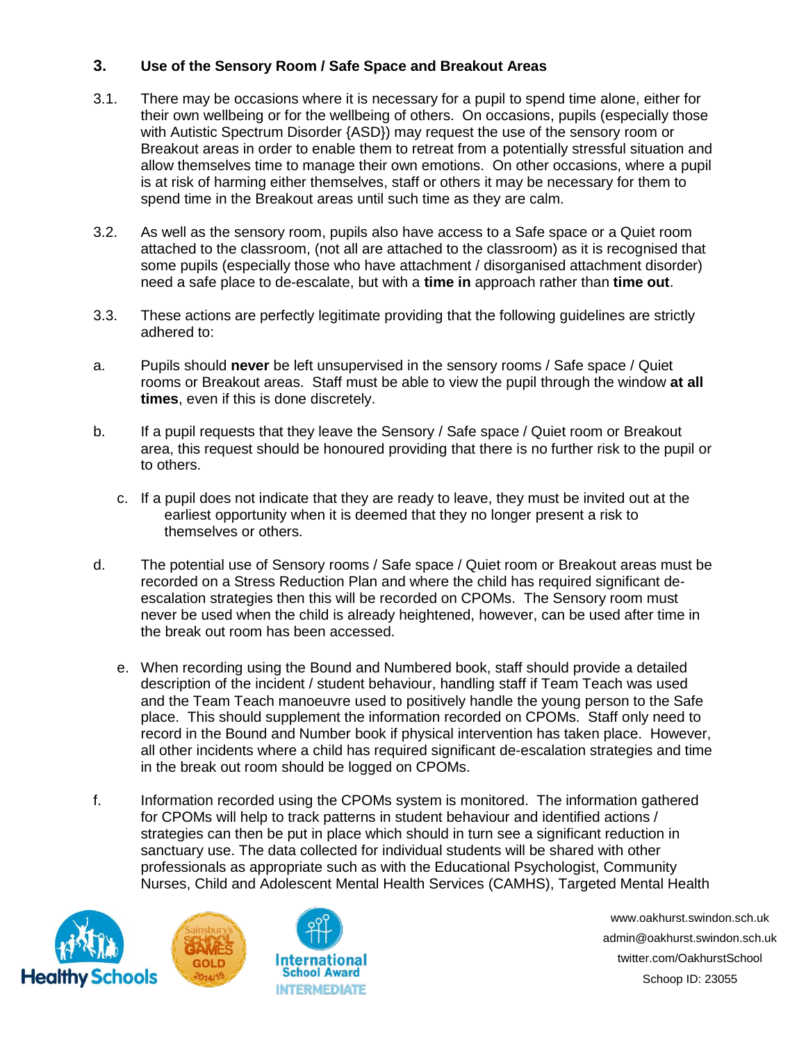## 3. Use of the Sensory Room / Safe Space and Breakout Areas

3.1. There may be occasions where it is necessary for a pupil to spend time alone, either for their own wellbeing or for the wellbeing of others. On occasions, pupils (especially those with Autistic Spectrum Disorder {ASD}) may request the use of the sensory room or Breakout areas in order to enable them to retreat from a potentially stressful situation and allow themselves time to manage their own emotions. On other occasions, where a pupil is at risk of harming either themselves, staff or others it may be necessary for them to spend time in the Breakout areas until such time as they are calm.

3.2. As well as the sensory room, pupils also have access to a Safe space or a Quiet room attached to the classroom, (not all are attached to the classroom) as it is recognised that some pupils (especially those who have attachment / disorganised attachment disorder) need a safe place to de-escalate, but with a **time in** approach rather than **time out**.

3.3. These actions are perfectly legitimate providing that the following guidelines are strictly adhered to:

a. Pupils should **never** be left unsupervised in the sensory rooms / Safe space / Quiet rooms or Breakout areas. Staff must be able to view the pupil through the window **at all times**, even if this is done discretely.

b. If a pupil requests that they leave the Sensory / Safe space / Quiet room or Breakout area, this request should be honoured providing that there is no further risk to the pupil or to others.

c. If a pupil does not indicate that they are ready to leave, they must be invited out at the earliest opportunity when it is deemed that they no longer present a risk to themselves or others.

d. The potential use of Sensory rooms / Safe space / Quiet room or Breakout areas must be recorded on a Stress Reduction Plan and where the child has required significant de-escalation strategies then this will be recorded on CPOMs. The Sensory room must never be used when the child is already heightened, however, can be used after time in the break out room has been accessed.

e. When recording using the Bound and Numbered book, staff should provide a detailed description of the incident / student behaviour, handling staff if Team Teach was used and the Team Teach manoeuvre used to positively handle the young person to the Safe place. This should supplement the information recorded on CPOMs. Staff only need to record in the Bound and Number book if physical intervention has taken place. However, all other incidents where a child has required significant de-escalation strategies and time in the break out room should be logged on CPOMs.

f. Information recorded using the CPOMs system is monitored. The information gathered for CPOMs will help to track patterns in student behaviour and identified actions / strategies can then be put in place which should in turn see a significant reduction in sanctuary use. The data collected for individual students will be shared with other professionals as appropriate such as with the Educational Psychologist, Community Nurses, Child and Adolescent Mental Health Services (CAMHS), Targeted Mental Health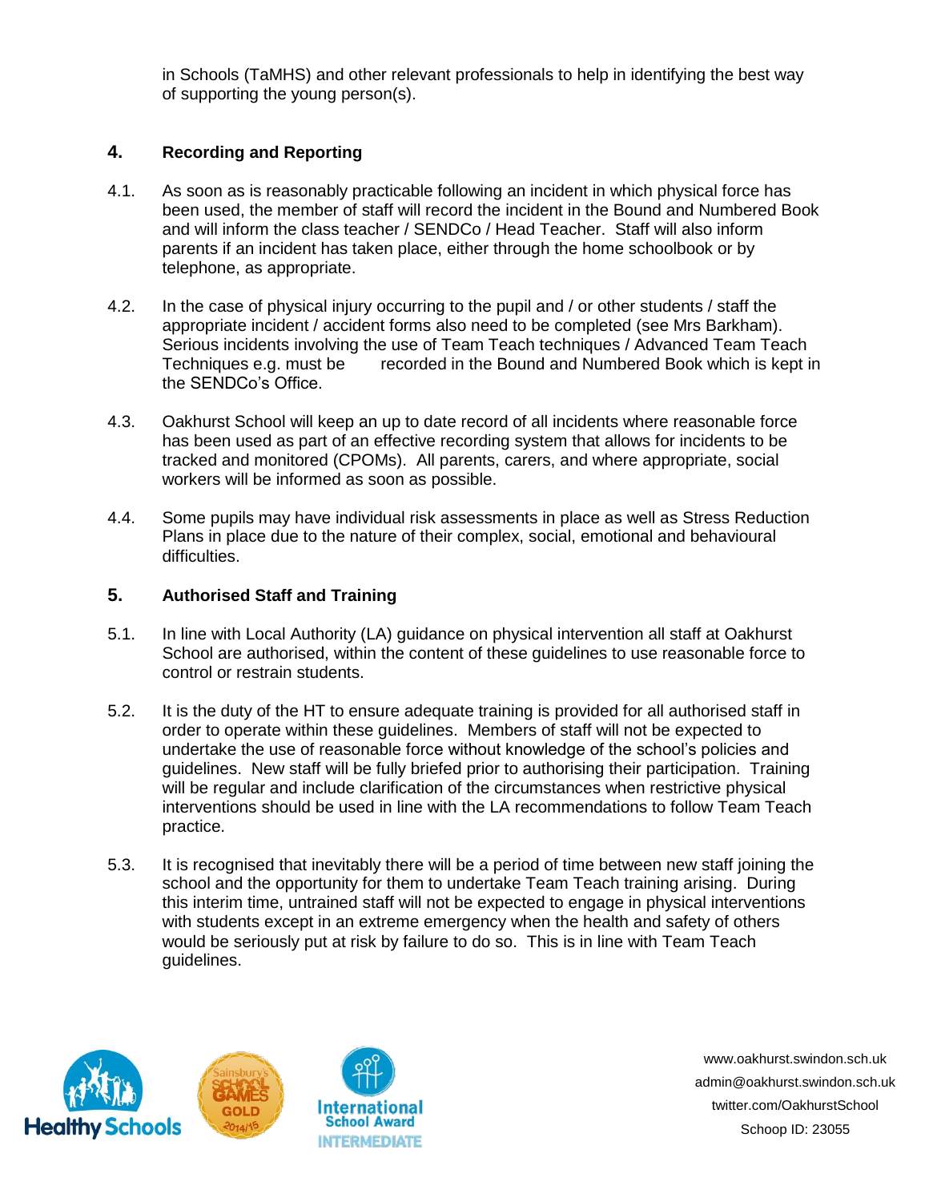in Schools (TaMHS) and other relevant professionals to help in identifying the best way of supporting the young person(s).

## 4. Recording and Reporting

4.1. As soon as is reasonably practicable following an incident in which physical force has been used, the member of staff will record the incident in the Bound and Numbered Book and will inform the class teacher / SENDCo / Head Teacher. Staff will also inform parents if an incident has taken place, either through the home schoolbook or by telephone, as appropriate.

4.2. In the case of physical injury occurring to the pupil and / or other students / staff the appropriate incident / accident forms also need to be completed (see Mrs Barkham). Serious incidents involving the use of Team Teach techniques / Advanced Team Teach Techniques e.g. must be recorded in the Bound and Numbered Book which is kept in the SENDCo's Office.

4.3. Oakhurst School will keep an up to date record of all incidents where reasonable force has been used as part of an effective recording system that allows for incidents to be tracked and monitored (CPOMs). All parents, carers, and where appropriate, social workers will be informed as soon as possible.

4.4. Some pupils may have individual risk assessments in place as well as Stress Reduction Plans in place due to the nature of their complex, social, emotional and behavioural difficulties.

## 5. Authorised Staff and Training

5.1. In line with Local Authority (LA) guidance on physical intervention all staff at Oakhurst School are authorised, within the content of these guidelines to use reasonable force to control or restrain students.

5.2. It is the duty of the HT to ensure adequate training is provided for all authorised staff in order to operate within these guidelines. Members of staff will not be expected to undertake the use of reasonable force without knowledge of the school's policies and guidelines. New staff will be fully briefed prior to authorising their participation. Training will be regular and include clarification of the circumstances when restrictive physical interventions should be used in line with the LA recommendations to follow Team Teach practice.

5.3. It is recognised that inevitably there will be a period of time between new staff joining the school and the opportunity for them to undertake Team Teach training arising. During this interim time, untrained staff will not be expected to engage in physical interventions with students except in an extreme emergency when the health and safety of others would be seriously put at risk by failure to do so. This is in line with Team Teach guidelines.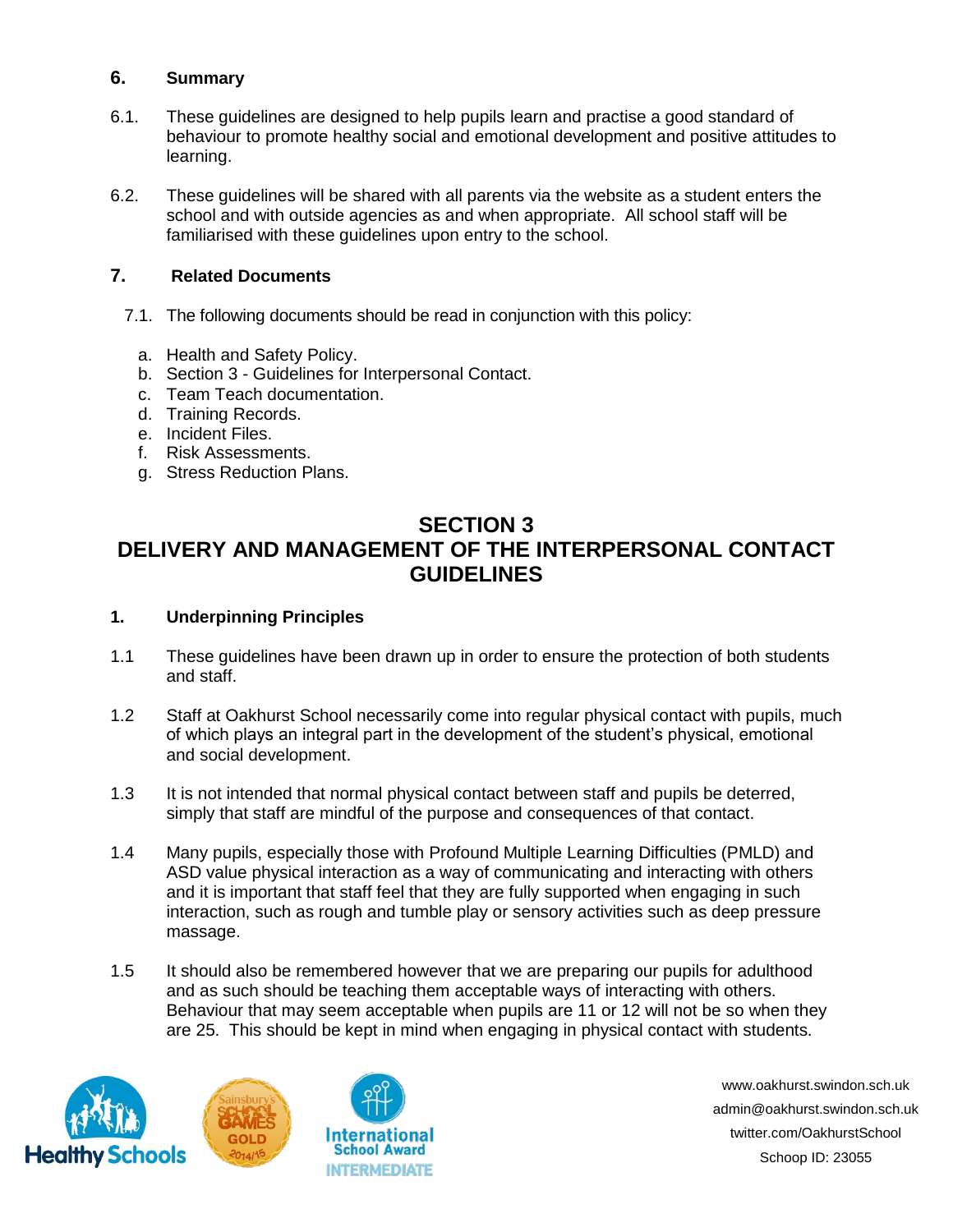## 6. Summary

6.1. These guidelines are designed to help pupils learn and practise a good standard of behaviour to promote healthy social and emotional development and positive attitudes to learning.

6.2. These guidelines will be shared with all parents via the website as a student enters the school and with outside agencies as and when appropriate. All school staff will be familiarised with these guidelines upon entry to the school.

## 7. Related Documents

7.1. The following documents should be read in conjunction with this policy:

a. Health and Safety Policy.
b. Section 3 - Guidelines for Interpersonal Contact.
c. Team Teach documentation.
d. Training Records.
e. Incident Files.
f. Risk Assessments.
g. Stress Reduction Plans.

# SECTION 3
# DELIVERY AND MANAGEMENT OF THE INTERPERSONAL CONTACT GUIDELINES

## 1. Underpinning Principles

1.1 These guidelines have been drawn up in order to ensure the protection of both students and staff.

1.2 Staff at Oakhurst School necessarily come into regular physical contact with pupils, much of which plays an integral part in the development of the student's physical, emotional and social development.

1.3 It is not intended that normal physical contact between staff and pupils be deterred, simply that staff are mindful of the purpose and consequences of that contact.

1.4 Many pupils, especially those with Profound Multiple Learning Difficulties (PMLD) and ASD value physical interaction as a way of communicating and interacting with others and it is important that staff feel that they are fully supported when engaging in such interaction, such as rough and tumble play or sensory activities such as deep pressure massage.

1.5 It should also be remembered however that we are preparing our pupils for adulthood and as such should be teaching them acceptable ways of interacting with others. Behaviour that may seem acceptable when pupils are 11 or 12 will not be so when they are 25. This should be kept in mind when engaging in physical contact with students.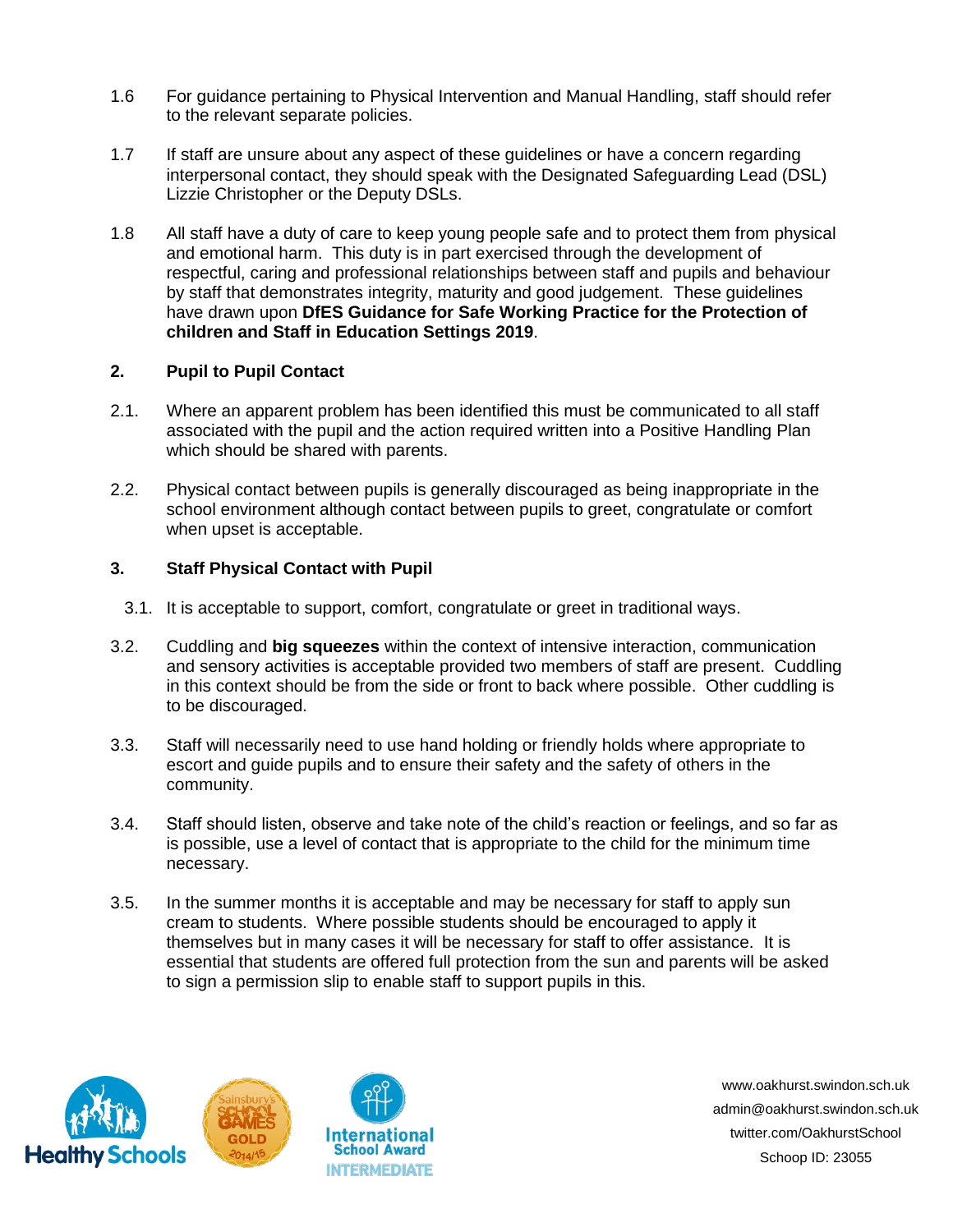1.6 For guidance pertaining to Physical Intervention and Manual Handling, staff should refer to the relevant separate policies.

1.7 If staff are unsure about any aspect of these guidelines or have a concern regarding interpersonal contact, they should speak with the Designated Safeguarding Lead (DSL) Lizzie Christopher or the Deputy DSLs.

1.8 All staff have a duty of care to keep young people safe and to protect them from physical and emotional harm. This duty is in part exercised through the development of respectful, caring and professional relationships between staff and pupils and behaviour by staff that demonstrates integrity, maturity and good judgement. These guidelines have drawn upon **DfES Guidance for Safe Working Practice for the Protection of children and Staff in Education Settings 2019**.

## 2. Pupil to Pupil Contact

2.1. Where an apparent problem has been identified this must be communicated to all staff associated with the pupil and the action required written into a Positive Handling Plan which should be shared with parents.

2.2. Physical contact between pupils is generally discouraged as being inappropriate in the school environment although contact between pupils to greet, congratulate or comfort when upset is acceptable.

## 3. Staff Physical Contact with Pupil

3.1. It is acceptable to support, comfort, congratulate or greet in traditional ways.

3.2. Cuddling and **big squeezes** within the context of intensive interaction, communication and sensory activities is acceptable provided two members of staff are present. Cuddling in this context should be from the side or front to back where possible. Other cuddling is to be discouraged.

3.3. Staff will necessarily need to use hand holding or friendly holds where appropriate to escort and guide pupils and to ensure their safety and the safety of others in the community.

3.4. Staff should listen, observe and take note of the child's reaction or feelings, and so far as is possible, use a level of contact that is appropriate to the child for the minimum time necessary.

3.5. In the summer months it is acceptable and may be necessary for staff to apply sun cream to students. Where possible students should be encouraged to apply it themselves but in many cases it will be necessary for staff to offer assistance. It is essential that students are offered full protection from the sun and parents will be asked to sign a permission slip to enable staff to support pupils in this.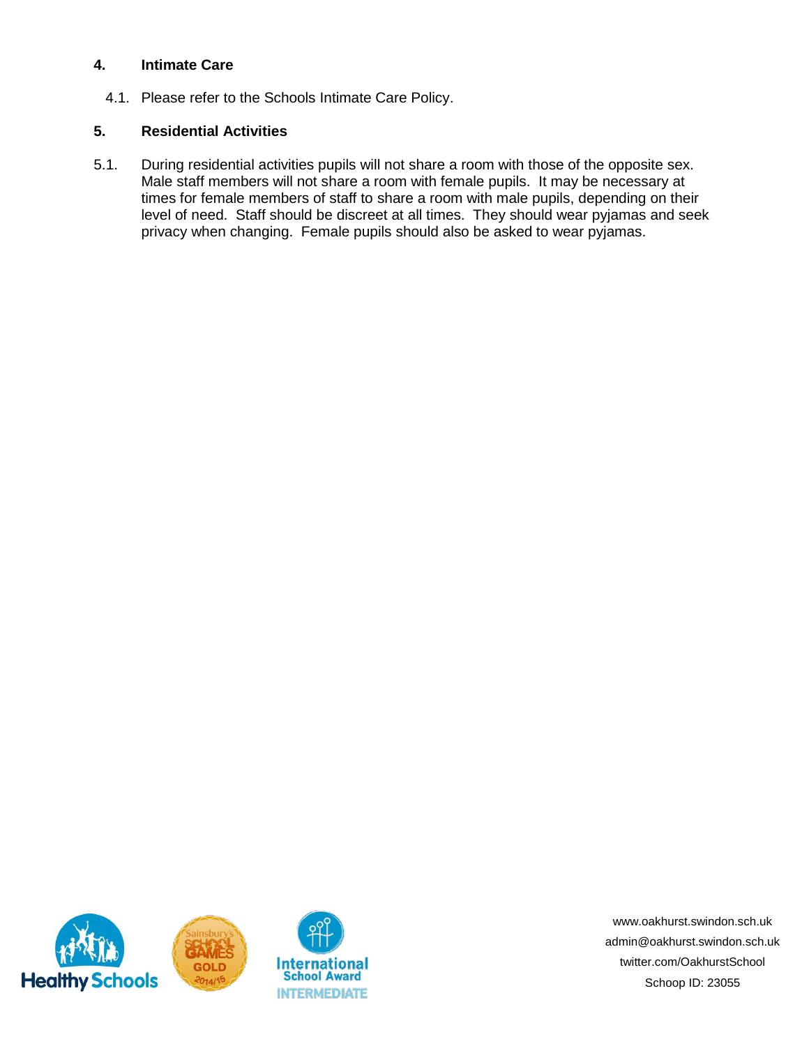## 4. Intimate Care

4.1. Please refer to the Schools Intimate Care Policy.

## 5. Residential Activities

5.1. During residential activities pupils will not share a room with those of the opposite sex. Male staff members will not share a room with female pupils. It may be necessary at times for female members of staff to share a room with male pupils, depending on their level of need. Staff should be discreet at all times. They should wear pyjamas and seek privacy when changing. Female pupils should also be asked to wear pyjamas.